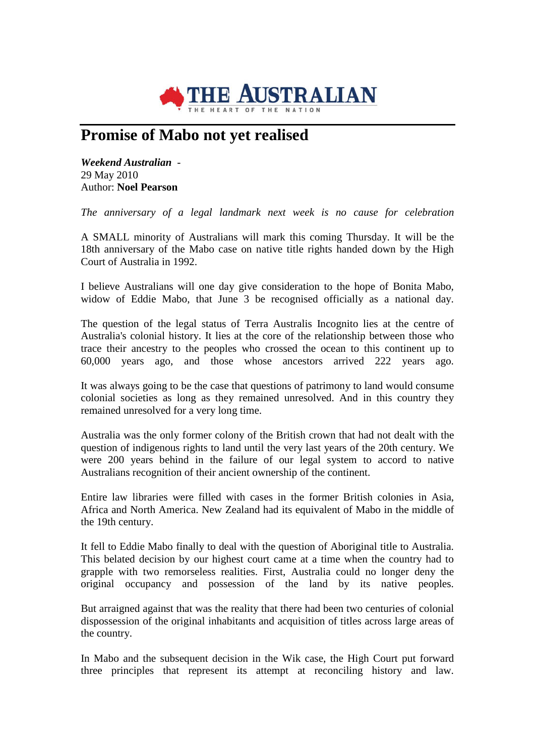THE AUSTRALIAN
THE HEART OF THE NATION

# Promise of Mabo not yet realised

***Weekend Australian*** -
29 May 2010
Author: **Noel Pearson**

*The anniversary of a legal landmark next week is no cause for celebration*

A SMALL minority of Australians will mark this coming Thursday. It will be the 18th anniversary of the Mabo case on native title rights handed down by the High Court of Australia in 1992.

I believe Australians will one day give consideration to the hope of Bonita Mabo, widow of Eddie Mabo, that June 3 be recognised officially as a national day.

The question of the legal status of Terra Australis Incognito lies at the centre of Australia's colonial history. It lies at the core of the relationship between those who trace their ancestry to the peoples who crossed the ocean to this continent up to 60,000 years ago, and those whose ancestors arrived 222 years ago.

It was always going to be the case that questions of patrimony to land would consume colonial societies as long as they remained unresolved. And in this country they remained unresolved for a very long time.

Australia was the only former colony of the British crown that had not dealt with the question of indigenous rights to land until the very last years of the 20th century. We were 200 years behind in the failure of our legal system to accord to native Australians recognition of their ancient ownership of the continent.

Entire law libraries were filled with cases in the former British colonies in Asia, Africa and North America. New Zealand had its equivalent of Mabo in the middle of the 19th century.

It fell to Eddie Mabo finally to deal with the question of Aboriginal title to Australia. This belated decision by our highest court came at a time when the country had to grapple with two remorseless realities. First, Australia could no longer deny the original occupancy and possession of the land by its native peoples.

But arraigned against that was the reality that there had been two centuries of colonial dispossession of the original inhabitants and acquisition of titles across large areas of the country.

In Mabo and the subsequent decision in the Wik case, the High Court put forward three principles that represent its attempt at reconciling history and law.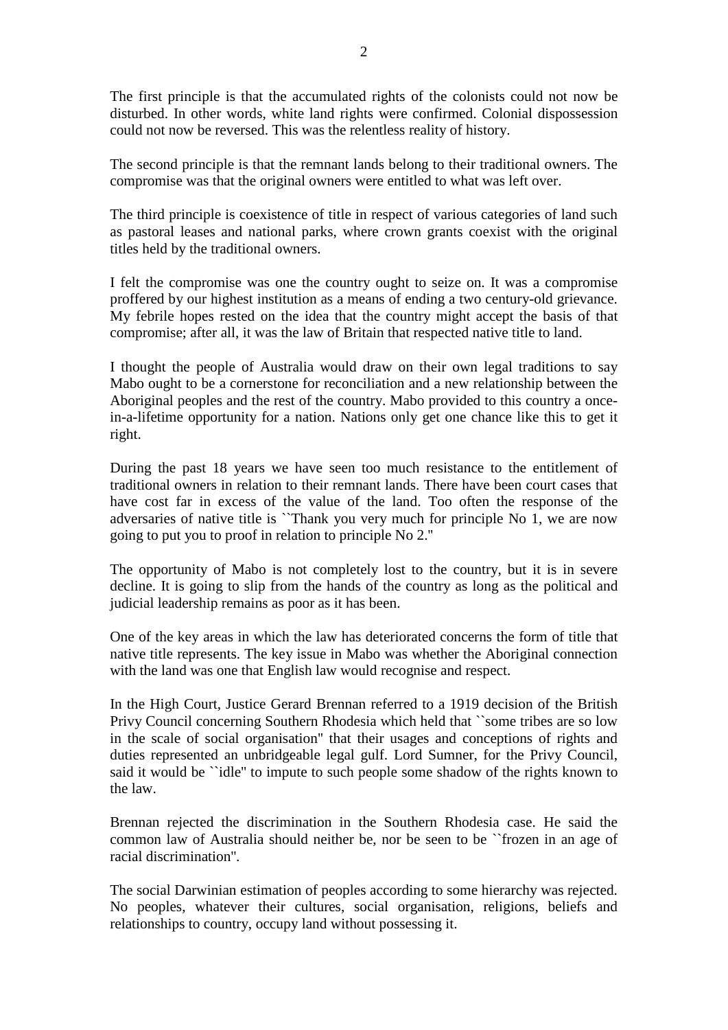The first principle is that the accumulated rights of the colonists could not now be disturbed. In other words, white land rights were confirmed. Colonial dispossession could not now be reversed. This was the relentless reality of history.

The second principle is that the remnant lands belong to their traditional owners. The compromise was that the original owners were entitled to what was left over.

The third principle is coexistence of title in respect of various categories of land such as pastoral leases and national parks, where crown grants coexist with the original titles held by the traditional owners.

I felt the compromise was one the country ought to seize on. It was a compromise proffered by our highest institution as a means of ending a two century-old grievance. My febrile hopes rested on the idea that the country might accept the basis of that compromise; after all, it was the law of Britain that respected native title to land.

I thought the people of Australia would draw on their own legal traditions to say Mabo ought to be a cornerstone for reconciliation and a new relationship between the Aboriginal peoples and the rest of the country. Mabo provided to this country a once-in-a-lifetime opportunity for a nation. Nations only get one chance like this to get it right.

During the past 18 years we have seen too much resistance to the entitlement of traditional owners in relation to their remnant lands. There have been court cases that have cost far in excess of the value of the land. Too often the response of the adversaries of native title is ``Thank you very much for principle No 1, we are now going to put you to proof in relation to principle No 2."

The opportunity of Mabo is not completely lost to the country, but it is in severe decline. It is going to slip from the hands of the country as long as the political and judicial leadership remains as poor as it has been.

One of the key areas in which the law has deteriorated concerns the form of title that native title represents. The key issue in Mabo was whether the Aboriginal connection with the land was one that English law would recognise and respect.

In the High Court, Justice Gerard Brennan referred to a 1919 decision of the British Privy Council concerning Southern Rhodesia which held that ``some tribes are so low in the scale of social organisation" that their usages and conceptions of rights and duties represented an unbridgeable legal gulf. Lord Sumner, for the Privy Council, said it would be ``idle" to impute to such people some shadow of the rights known to the law.

Brennan rejected the discrimination in the Southern Rhodesia case. He said the common law of Australia should neither be, nor be seen to be ``frozen in an age of racial discrimination".

The social Darwinian estimation of peoples according to some hierarchy was rejected. No peoples, whatever their cultures, social organisation, religions, beliefs and relationships to country, occupy land without possessing it.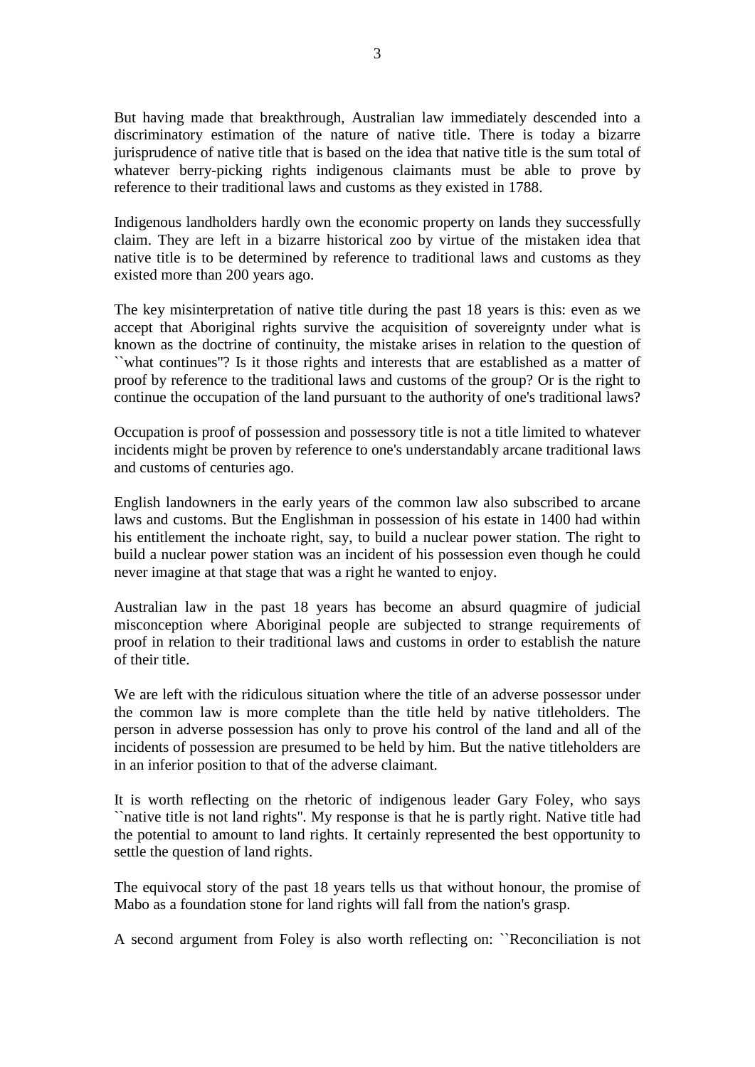But having made that breakthrough, Australian law immediately descended into a discriminatory estimation of the nature of native title. There is today a bizarre jurisprudence of native title that is based on the idea that native title is the sum total of whatever berry-picking rights indigenous claimants must be able to prove by reference to their traditional laws and customs as they existed in 1788.

Indigenous landholders hardly own the economic property on lands they successfully claim. They are left in a bizarre historical zoo by virtue of the mistaken idea that native title is to be determined by reference to traditional laws and customs as they existed more than 200 years ago.

The key misinterpretation of native title during the past 18 years is this: even as we accept that Aboriginal rights survive the acquisition of sovereignty under what is known as the doctrine of continuity, the mistake arises in relation to the question of ``what continues''? Is it those rights and interests that are established as a matter of proof by reference to the traditional laws and customs of the group? Or is the right to continue the occupation of the land pursuant to the authority of one's traditional laws?

Occupation is proof of possession and possessory title is not a title limited to whatever incidents might be proven by reference to one's understandably arcane traditional laws and customs of centuries ago.

English landowners in the early years of the common law also subscribed to arcane laws and customs. But the Englishman in possession of his estate in 1400 had within his entitlement the inchoate right, say, to build a nuclear power station. The right to build a nuclear power station was an incident of his possession even though he could never imagine at that stage that was a right he wanted to enjoy.

Australian law in the past 18 years has become an absurd quagmire of judicial misconception where Aboriginal people are subjected to strange requirements of proof in relation to their traditional laws and customs in order to establish the nature of their title.

We are left with the ridiculous situation where the title of an adverse possessor under the common law is more complete than the title held by native titleholders. The person in adverse possession has only to prove his control of the land and all of the incidents of possession are presumed to be held by him. But the native titleholders are in an inferior position to that of the adverse claimant.

It is worth reflecting on the rhetoric of indigenous leader Gary Foley, who says ``native title is not land rights''. My response is that he is partly right. Native title had the potential to amount to land rights. It certainly represented the best opportunity to settle the question of land rights.

The equivocal story of the past 18 years tells us that without honour, the promise of Mabo as a foundation stone for land rights will fall from the nation's grasp.

A second argument from Foley is also worth reflecting on: ``Reconciliation is not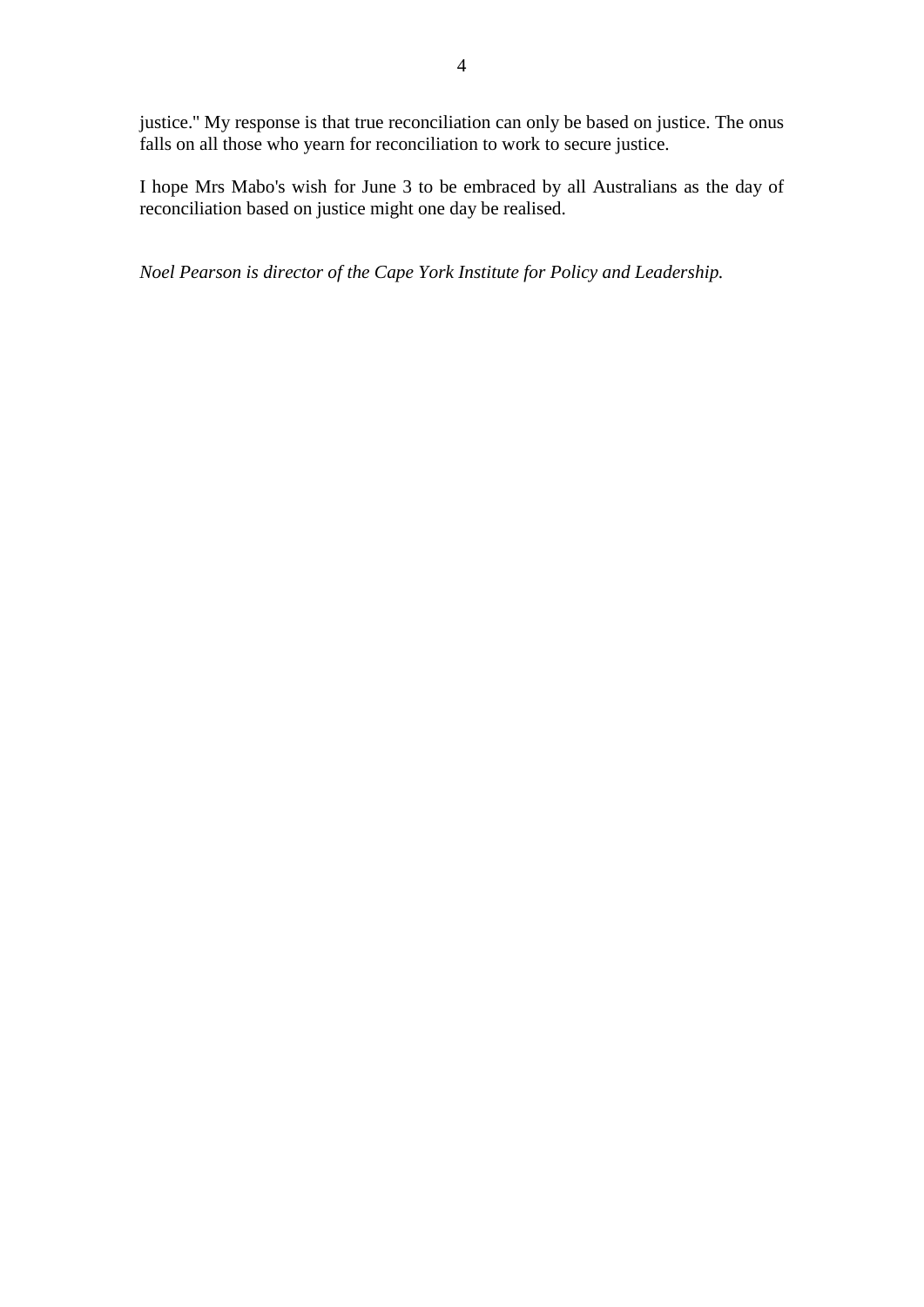justice." My response is that true reconciliation can only be based on justice. The onus falls on all those who yearn for reconciliation to work to secure justice.

I hope Mrs Mabo's wish for June 3 to be embraced by all Australians as the day of reconciliation based on justice might one day be realised.

*Noel Pearson is director of the Cape York Institute for Policy and Leadership.*